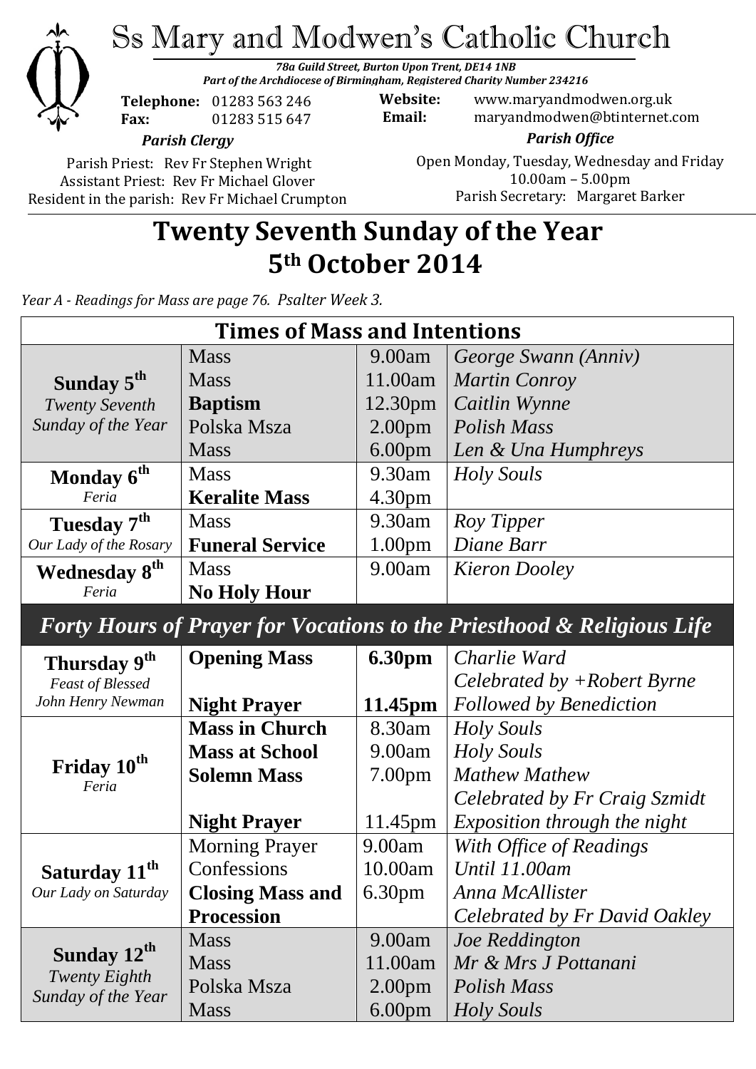# Ss Mary and Modwen's Catholic Church

*78a Guild Street, Burton Upon Trent, DE14 1NB*
*Part of the Archdiocese of Birmingham, Registered Charity Number 234216*

**Telephone:** 01283 563 246
**Fax:** 01283 515 647

**Website:** www.maryandmodwen.org.uk
**Email:** maryandmodwen@btinternet.com

*Parish Clergy*

Parish Priest: Rev Fr Stephen Wright
Assistant Priest: Rev Fr Michael Glover
Resident in the parish: Rev Fr Michael Crumpton

*Parish Office*

Open Monday, Tuesday, Wednesday and Friday
10.00am – 5.00pm
Parish Secretary: Margaret Barker

## Twenty Seventh Sunday of the Year
## 5th October 2014

*Year A - Readings for Mass are page 76. Psalter Week 3.*

| Times of Mass and Intentions | | | |
|---|---|---|---|
| **Sunday 5th** *Twenty Seventh Sunday of the Year* | Mass | 9.00am | *George Swann (Anniv)* |
| | Mass | 11.00am | *Martin Conroy* |
| | **Baptism** | 12.30pm | *Caitlin Wynne* |
| | Polska Msza | 2.00pm | *Polish Mass* |
| | Mass | 6.00pm | *Len & Una Humphreys* |
| **Monday 6th** *Feria* | Mass | 9.30am | *Holy Souls* |
| | **Keralite Mass** | 4.30pm | |
| **Tuesday 7th** *Our Lady of the Rosary* | Mass | 9.30am | *Roy Tipper* |
| | **Funeral Service** | 1.00pm | *Diane Barr* |
| **Wednesday 8th** *Feria* | Mass | 9.00am | *Kieron Dooley* |
| | **No Holy Hour** | | |
| ***Forty Hours of Prayer for Vocations to the Priesthood & Religious Life*** | | | |
| **Thursday 9th** *Feast of Blessed John Henry Newman* | **Opening Mass** | **6.30pm** | *Charlie Ward* |
| | | | *Celebrated by +Robert Byrne* |
| | **Night Prayer** | **11.45pm** | *Followed by Benediction* |
| **Friday 10th** *Feria* | **Mass in Church** | 8.30am | *Holy Souls* |
| | **Mass at School** | 9.00am | *Holy Souls* |
| | **Solemn Mass** | 7.00pm | *Mathew Mathew* |
| | | | *Celebrated by Fr Craig Szmidt* |
| | **Night Prayer** | 11.45pm | *Exposition through the night* |
| **Saturday 11th** *Our Lady on Saturday* | Morning Prayer | 9.00am | *With Office of Readings* |
| | Confessions | 10.00am | *Until 11.00am* |
| | **Closing Mass and Procession** | 6.30pm | *Anna McAllister* |
| | | | *Celebrated by Fr David Oakley* |
| **Sunday 12th** *Twenty Eighth Sunday of the Year* | Mass | 9.00am | *Joe Reddington* |
| | Mass | 11.00am | *Mr & Mrs J Pottanani* |
| | Polska Msza | 2.00pm | *Polish Mass* |
| | Mass | 6.00pm | *Holy Souls* |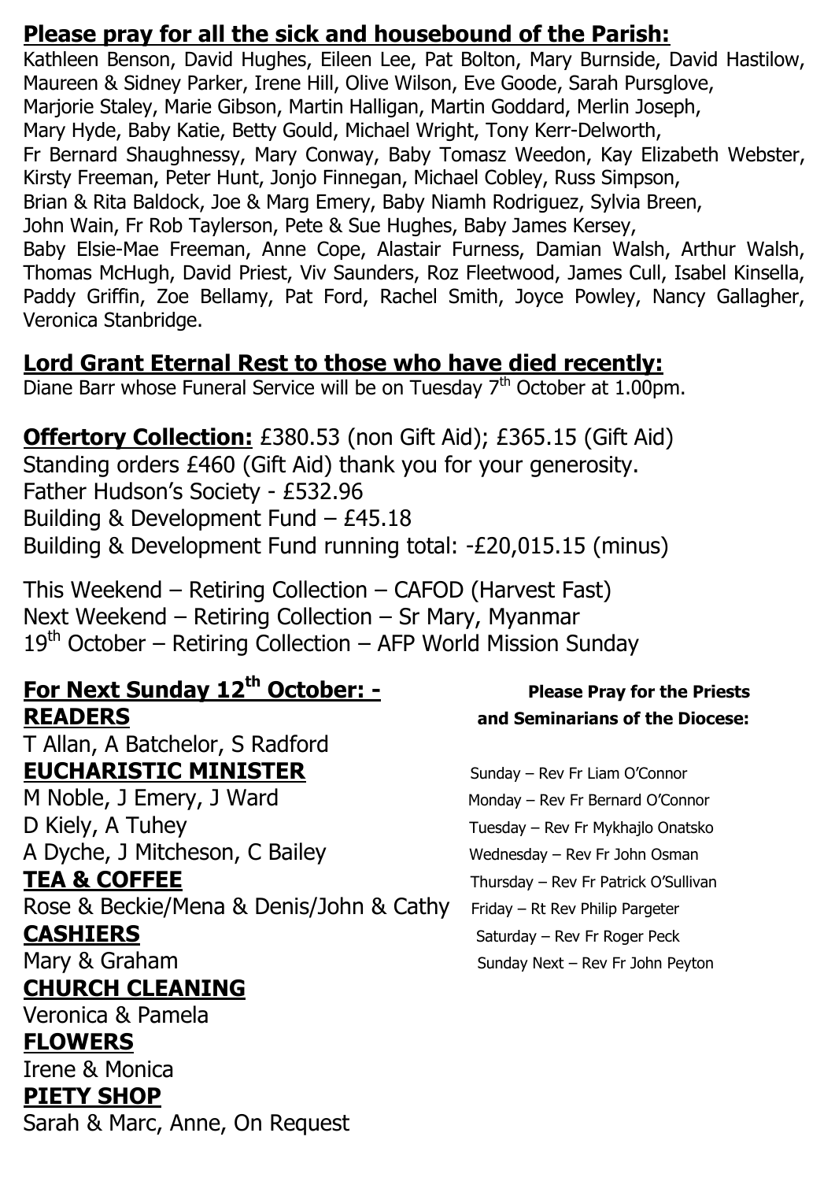## Please pray for all the sick and housebound of the Parish:

Kathleen Benson, David Hughes, Eileen Lee, Pat Bolton, Mary Burnside, David Hastilow, Maureen & Sidney Parker, Irene Hill, Olive Wilson, Eve Goode, Sarah Pursglove, Marjorie Staley, Marie Gibson, Martin Halligan, Martin Goddard, Merlin Joseph, Mary Hyde, Baby Katie, Betty Gould, Michael Wright, Tony Kerr-Delworth, Fr Bernard Shaughnessy, Mary Conway, Baby Tomasz Weedon, Kay Elizabeth Webster, Kirsty Freeman, Peter Hunt, Jonjo Finnegan, Michael Cobley, Russ Simpson, Brian & Rita Baldock, Joe & Marg Emery, Baby Niamh Rodriguez, Sylvia Breen, John Wain, Fr Rob Taylerson, Pete & Sue Hughes, Baby James Kersey, Baby Elsie-Mae Freeman, Anne Cope, Alastair Furness, Damian Walsh, Arthur Walsh, Thomas McHugh, David Priest, Viv Saunders, Roz Fleetwood, James Cull, Isabel Kinsella, Paddy Griffin, Zoe Bellamy, Pat Ford, Rachel Smith, Joyce Powley, Nancy Gallagher, Veronica Stanbridge.

## Lord Grant Eternal Rest to those who have died recently:

Diane Barr whose Funeral Service will be on Tuesday 7th October at 1.00pm.

**Offertory Collection:** £380.53 (non Gift Aid); £365.15 (Gift Aid)
Standing orders £460 (Gift Aid) thank you for your generosity.
Father Hudson's Society - £532.96
Building & Development Fund – £45.18
Building & Development Fund running total: -£20,015.15 (minus)

This Weekend – Retiring Collection – CAFOD (Harvest Fast)
Next Weekend – Retiring Collection – Sr Mary, Myanmar
19th October – Retiring Collection – AFP World Mission Sunday

## For Next Sunday 12th October: -

**READERS**
T Allan, A Batchelor, S Radford

**EUCHARISTIC MINISTER**
M Noble, J Emery, J Ward
D Kiely, A Tuhey
A Dyche, J Mitcheson, C Bailey

**TEA & COFFEE**
Rose & Beckie/Mena & Denis/John & Cathy

**CASHIERS**
Mary & Graham

**CHURCH CLEANING**
Veronica & Pamela

**FLOWERS**
Irene & Monica

**PIETY SHOP**
Sarah & Marc, Anne, On Request

**Please Pray for the Priests and Seminarians of the Diocese:**

Sunday – Rev Fr Liam O'Connor
Monday – Rev Fr Bernard O'Connor
Tuesday – Rev Fr Mykhajlo Onatsko
Wednesday – Rev Fr John Osman
Thursday – Rev Fr Patrick O'Sullivan
Friday – Rt Rev Philip Pargeter
Saturday – Rev Fr Roger Peck
Sunday Next – Rev Fr John Peyton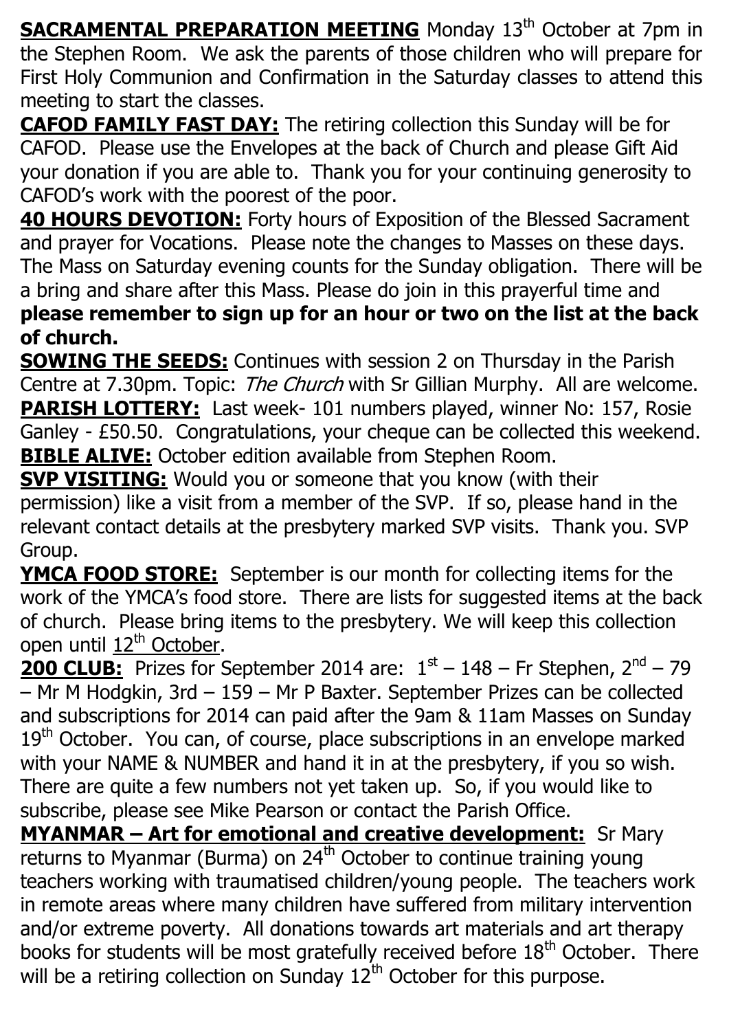**<u>SACRAMENTAL PREPARATION MEETING</u>** Monday 13th October at 7pm in the Stephen Room. We ask the parents of those children who will prepare for First Holy Communion and Confirmation in the Saturday classes to attend this meeting to start the classes.

**<u>CAFOD FAMILY FAST DAY:</u>** The retiring collection this Sunday will be for CAFOD. Please use the Envelopes at the back of Church and please Gift Aid your donation if you are able to. Thank you for your continuing generosity to CAFOD's work with the poorest of the poor.

**<u>40 HOURS DEVOTION:</u>** Forty hours of Exposition of the Blessed Sacrament and prayer for Vocations. Please note the changes to Masses on these days. The Mass on Saturday evening counts for the Sunday obligation. There will be a bring and share after this Mass. Please do join in this prayerful time and **please remember to sign up for an hour or two on the list at the back of church.**

**<u>SOWING THE SEEDS:</u>** Continues with session 2 on Thursday in the Parish Centre at 7.30pm. Topic: *The Church* with Sr Gillian Murphy. All are welcome.

**<u>PARISH LOTTERY:</u>** Last week- 101 numbers played, winner No: 157, Rosie Ganley - £50.50. Congratulations, your cheque can be collected this weekend.

**<u>BIBLE ALIVE:</u>** October edition available from Stephen Room.

**<u>SVP VISITING:</u>** Would you or someone that you know (with their permission) like a visit from a member of the SVP. If so, please hand in the relevant contact details at the presbytery marked SVP visits. Thank you. SVP Group.

**<u>YMCA FOOD STORE:</u>** September is our month for collecting items for the work of the YMCA's food store. There are lists for suggested items at the back of church. Please bring items to the presbytery. We will keep this collection open until <u>12th October</u>.

**<u>200 CLUB:</u>** Prizes for September 2014 are: 1st – 148 – Fr Stephen, 2nd – 79 – Mr M Hodgkin, 3rd – 159 – Mr P Baxter. September Prizes can be collected and subscriptions for 2014 can paid after the 9am & 11am Masses on Sunday 19th October. You can, of course, place subscriptions in an envelope marked with your NAME & NUMBER and hand it in at the presbytery, if you so wish. There are quite a few numbers not yet taken up. So, if you would like to subscribe, please see Mike Pearson or contact the Parish Office.

**<u>MYANMAR – Art for emotional and creative development:</u>** Sr Mary returns to Myanmar (Burma) on 24th October to continue training young teachers working with traumatised children/young people. The teachers work in remote areas where many children have suffered from military intervention and/or extreme poverty. All donations towards art materials and art therapy books for students will be most gratefully received before 18th October. There will be a retiring collection on Sunday 12th October for this purpose.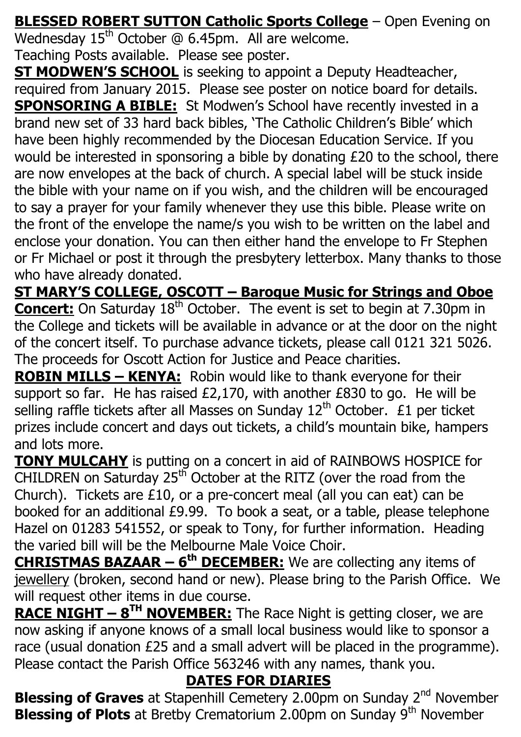**BLESSED ROBERT SUTTON Catholic Sports College** – Open Evening on Wednesday 15th October @ 6.45pm. All are welcome.
Teaching Posts available. Please see poster.

**ST MODWEN'S SCHOOL** is seeking to appoint a Deputy Headteacher, required from January 2015. Please see poster on notice board for details.

**SPONSORING A BIBLE:** St Modwen's School have recently invested in a brand new set of 33 hard back bibles, 'The Catholic Children's Bible' which have been highly recommended by the Diocesan Education Service. If you would be interested in sponsoring a bible by donating £20 to the school, there are now envelopes at the back of church. A special label will be stuck inside the bible with your name on if you wish, and the children will be encouraged to say a prayer for your family whenever they use this bible. Please write on the front of the envelope the name/s you wish to be written on the label and enclose your donation. You can then either hand the envelope to Fr Stephen or Fr Michael or post it through the presbytery letterbox. Many thanks to those who have already donated.

**ST MARY'S COLLEGE, OSCOTT – Baroque Music for Strings and Oboe Concert:** On Saturday 18th October. The event is set to begin at 7.30pm in the College and tickets will be available in advance or at the door on the night of the concert itself. To purchase advance tickets, please call 0121 321 5026. The proceeds for Oscott Action for Justice and Peace charities.

**ROBIN MILLS – KENYA:** Robin would like to thank everyone for their support so far. He has raised £2,170, with another £830 to go. He will be selling raffle tickets after all Masses on Sunday 12th October. £1 per ticket prizes include concert and days out tickets, a child's mountain bike, hampers and lots more.

**TONY MULCAHY** is putting on a concert in aid of RAINBOWS HOSPICE for CHILDREN on Saturday 25th October at the RITZ (over the road from the Church). Tickets are £10, or a pre-concert meal (all you can eat) can be booked for an additional £9.99. To book a seat, or a table, please telephone Hazel on 01283 541552, or speak to Tony, for further information. Heading the varied bill will be the Melbourne Male Voice Choir.

**CHRISTMAS BAZAAR – 6th DECEMBER:** We are collecting any items of jewellery (broken, second hand or new). Please bring to the Parish Office. We will request other items in due course.

**RACE NIGHT – 8TH NOVEMBER:** The Race Night is getting closer, we are now asking if anyone knows of a small local business would like to sponsor a race (usual donation £25 and a small advert will be placed in the programme). Please contact the Parish Office 563246 with any names, thank you.

## DATES FOR DIARIES

**Blessing of Graves** at Stapenhill Cemetery 2.00pm on Sunday 2nd November
**Blessing of Plots** at Bretby Crematorium 2.00pm on Sunday 9th November